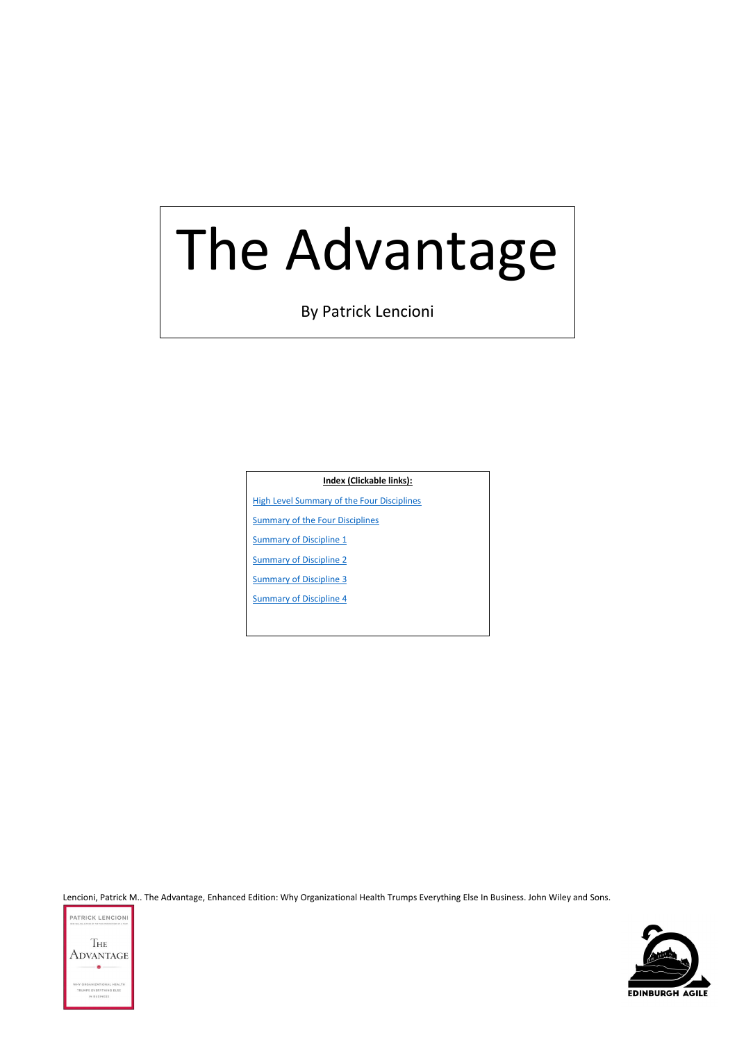# The Advantage

By Patrick Lencioni

**Index (Clickable links):**

[High Level Summary of the Four Disciplines]

[Summary of the Four Disciplines]

[Summary of Discipline 1]

[Summary of Discipline 2]

[Summary of Discipline 3]

[Summary of Discipline 4]

Lencioni, Patrick M.. The Advantage, Enhanced Edition: Why Organizational Health Trumps Everything Else In Business. John Wiley and Sons.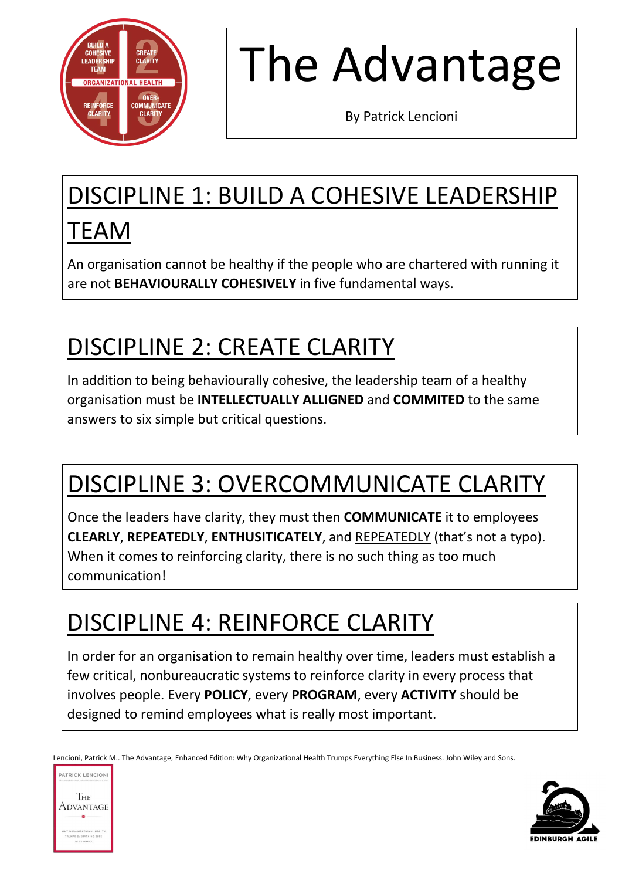# The Advantage

By Patrick Lencioni

## DISCIPLINE 1: BUILD A COHESIVE LEADERSHIP TEAM

An organisation cannot be healthy if the people who are chartered with running it are not **BEHAVIOURALLY COHESIVELY** in five fundamental ways.

## DISCIPLINE 2: CREATE CLARITY

In addition to being behaviourally cohesive, the leadership team of a healthy organisation must be **INTELLECTUALLY ALLIGNED** and **COMMITED** to the same answers to six simple but critical questions.

## DISCIPLINE 3: OVERCOMMUNICATE CLARITY

Once the leaders have clarity, they must then **COMMUNICATE** it to employees **CLEARLY**, **REPEATEDLY**, **ENTHUSITICATELY**, and <u>REPEATEDLY</u> (that's not a typo). When it comes to reinforcing clarity, there is no such thing as too much communication!

## DISCIPLINE 4: REINFORCE CLARITY

In order for an organisation to remain healthy over time, leaders must establish a few critical, nonbureaucratic systems to reinforce clarity in every process that involves people. Every **POLICY**, every **PROGRAM**, every **ACTIVITY** should be designed to remind employees what is really most important.

Lencioni, Patrick M.. The Advantage, Enhanced Edition: Why Organizational Health Trumps Everything Else In Business. John Wiley and Sons.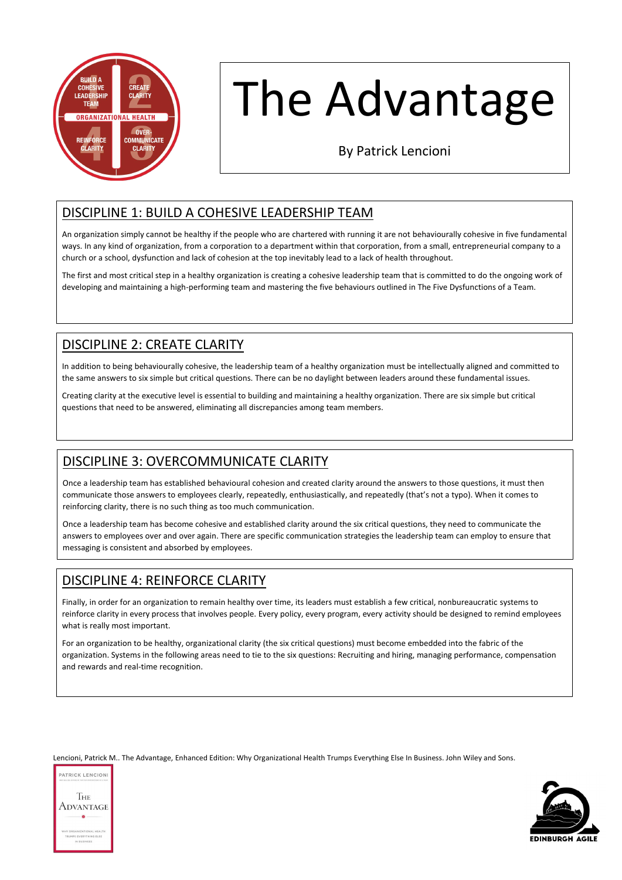# The Advantage

By Patrick Lencioni

## DISCIPLINE 1: BUILD A COHESIVE LEADERSHIP TEAM

An organization simply cannot be healthy if the people who are chartered with running it are not behaviourally cohesive in five fundamental ways. In any kind of organization, from a corporation to a department within that corporation, from a small, entrepreneurial company to a church or a school, dysfunction and lack of cohesion at the top inevitably lead to a lack of health throughout.

The first and most critical step in a healthy organization is creating a cohesive leadership team that is committed to do the ongoing work of developing and maintaining a high-performing team and mastering the five behaviours outlined in The Five Dysfunctions of a Team.

## DISCIPLINE 2: CREATE CLARITY

In addition to being behaviourally cohesive, the leadership team of a healthy organization must be intellectually aligned and committed to the same answers to six simple but critical questions. There can be no daylight between leaders around these fundamental issues.

Creating clarity at the executive level is essential to building and maintaining a healthy organization. There are six simple but critical questions that need to be answered, eliminating all discrepancies among team members.

## DISCIPLINE 3: OVERCOMMUNICATE CLARITY

Once a leadership team has established behavioural cohesion and created clarity around the answers to those questions, it must then communicate those answers to employees clearly, repeatedly, enthusiastically, and repeatedly (that's not a typo). When it comes to reinforcing clarity, there is no such thing as too much communication.

Once a leadership team has become cohesive and established clarity around the six critical questions, they need to communicate the answers to employees over and over again. There are specific communication strategies the leadership team can employ to ensure that messaging is consistent and absorbed by employees.

## DISCIPLINE 4: REINFORCE CLARITY

Finally, in order for an organization to remain healthy over time, its leaders must establish a few critical, nonbureaucratic systems to reinforce clarity in every process that involves people. Every policy, every program, every activity should be designed to remind employees what is really most important.

For an organization to be healthy, organizational clarity (the six critical questions) must become embedded into the fabric of the organization. Systems in the following areas need to tie to the six questions: Recruiting and hiring, managing performance, compensation and rewards and real-time recognition.

Lencioni, Patrick M.. The Advantage, Enhanced Edition: Why Organizational Health Trumps Everything Else In Business. John Wiley and Sons.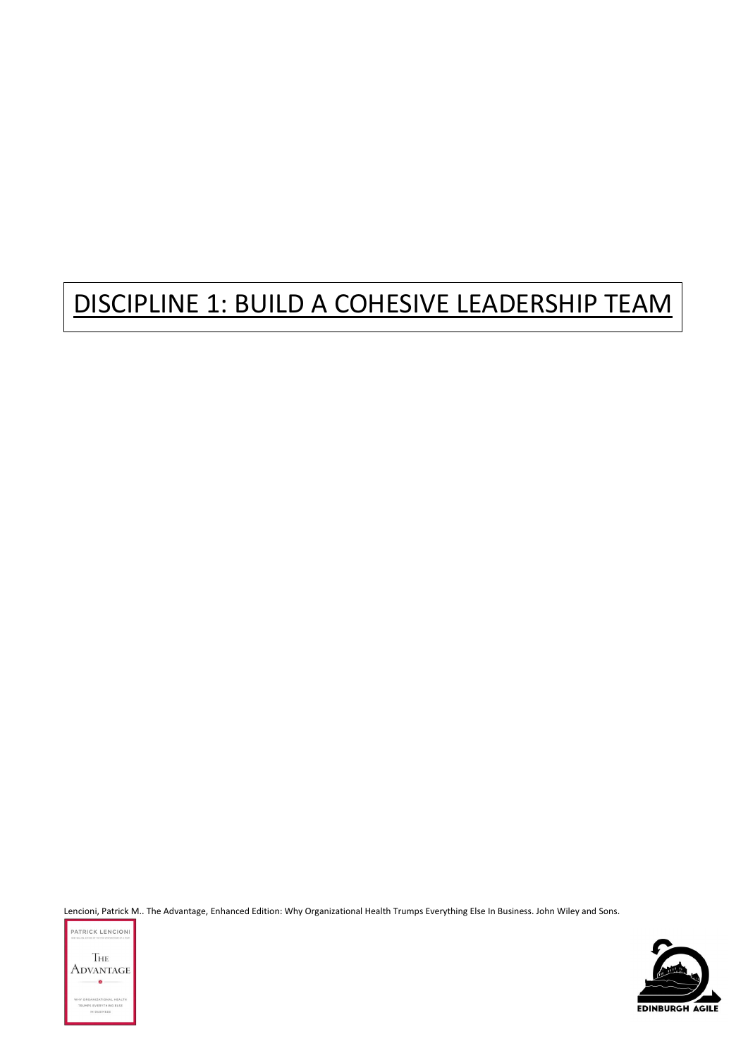# DISCIPLINE 1: BUILD A COHESIVE LEADERSHIP TEAM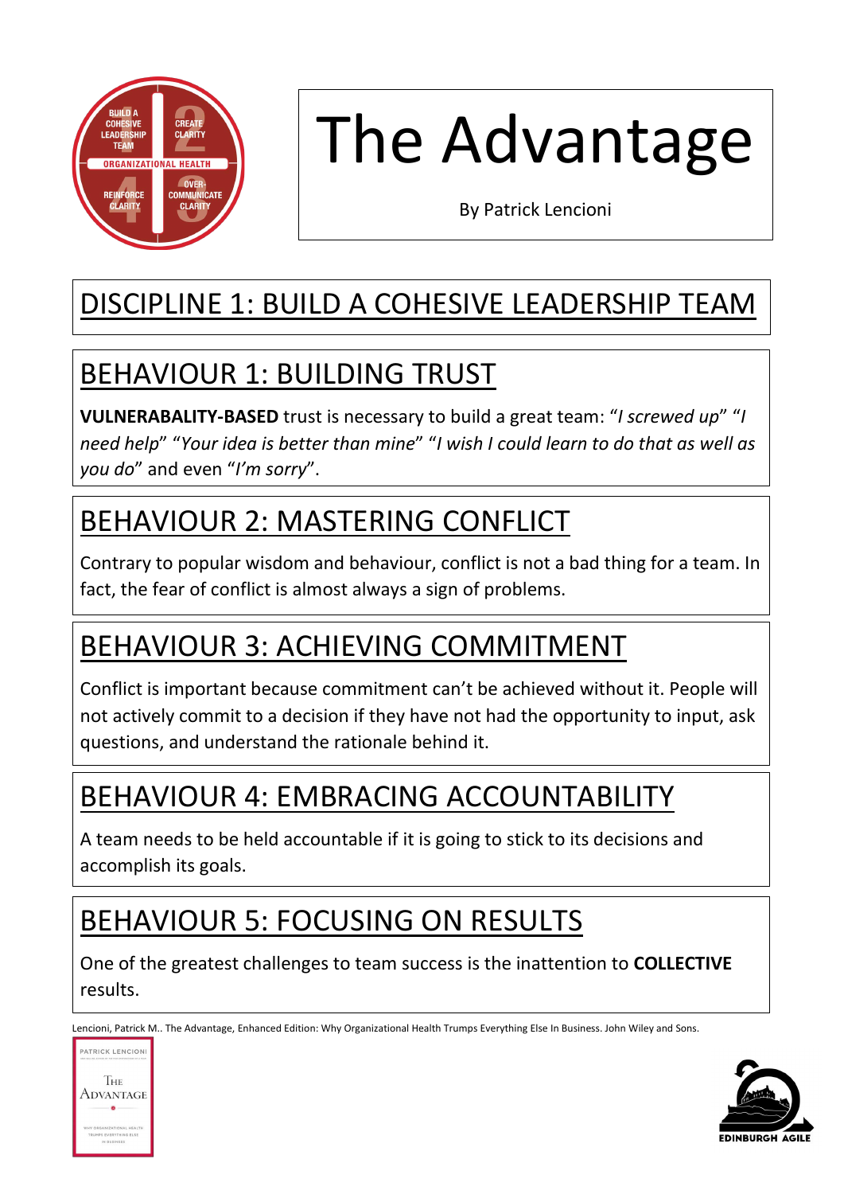# The Advantage

By Patrick Lencioni

## DISCIPLINE 1: BUILD A COHESIVE LEADERSHIP TEAM

### BEHAVIOUR 1: BUILDING TRUST

**VULNERABALITY-BASED** trust is necessary to build a great team: "*I screwed up*" "*I need help*" "*Your idea is better than mine*" "*I wish I could learn to do that as well as you do*" and even "*I'm sorry*".

### BEHAVIOUR 2: MASTERING CONFLICT

Contrary to popular wisdom and behaviour, conflict is not a bad thing for a team. In fact, the fear of conflict is almost always a sign of problems.

### BEHAVIOUR 3: ACHIEVING COMMITMENT

Conflict is important because commitment can't be achieved without it. People will not actively commit to a decision if they have not had the opportunity to input, ask questions, and understand the rationale behind it.

### BEHAVIOUR 4: EMBRACING ACCOUNTABILITY

A team needs to be held accountable if it is going to stick to its decisions and accomplish its goals.

### BEHAVIOUR 5: FOCUSING ON RESULTS

One of the greatest challenges to team success is the inattention to **COLLECTIVE** results.

Lencioni, Patrick M.. The Advantage, Enhanced Edition: Why Organizational Health Trumps Everything Else In Business. John Wiley and Sons.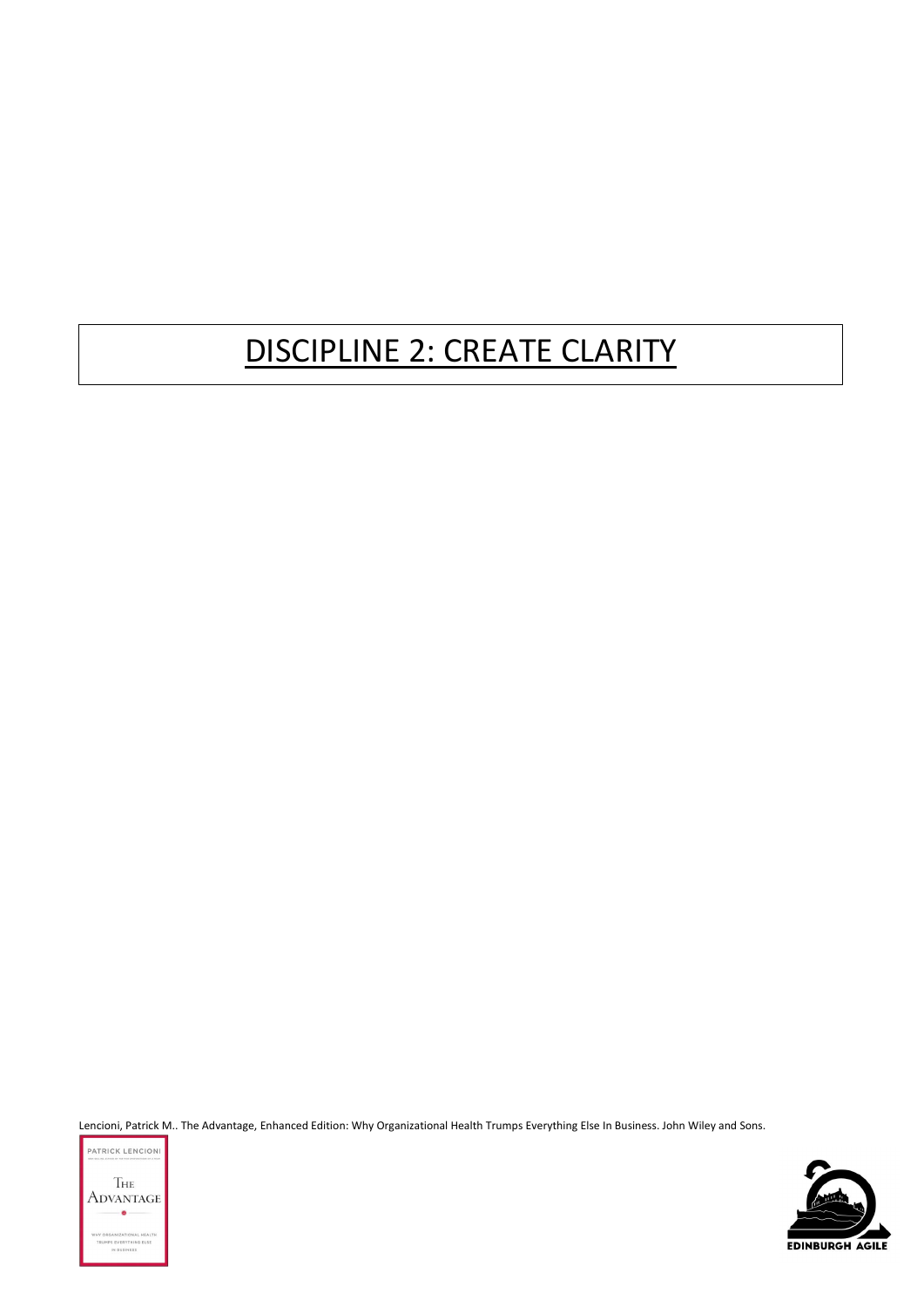# DISCIPLINE 2: CREATE CLARITY

Lencioni, Patrick M.. The Advantage, Enhanced Edition: Why Organizational Health Trumps Everything Else In Business. John Wiley and Sons.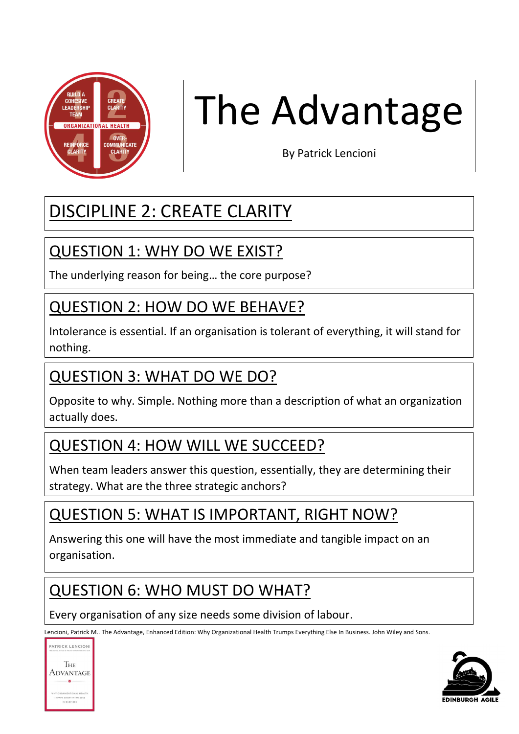# The Advantage

By Patrick Lencioni

## DISCIPLINE 2: CREATE CLARITY

### QUESTION 1: WHY DO WE EXIST?

The underlying reason for being… the core purpose?

### QUESTION 2: HOW DO WE BEHAVE?

Intolerance is essential. If an organisation is tolerant of everything, it will stand for nothing.

### QUESTION 3: WHAT DO WE DO?

Opposite to why. Simple. Nothing more than a description of what an organization actually does.

### QUESTION 4: HOW WILL WE SUCCEED?

When team leaders answer this question, essentially, they are determining their strategy. What are the three strategic anchors?

### QUESTION 5: WHAT IS IMPORTANT, RIGHT NOW?

Answering this one will have the most immediate and tangible impact on an organisation.

### QUESTION 6: WHO MUST DO WHAT?

Every organisation of any size needs some division of labour.

Lencioni, Patrick M.. The Advantage, Enhanced Edition: Why Organizational Health Trumps Everything Else In Business. John Wiley and Sons.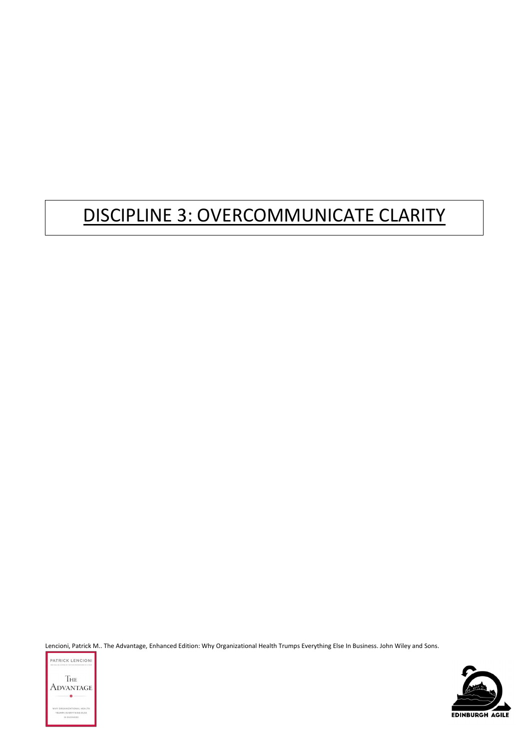# DISCIPLINE 3: OVERCOMMUNICATE CLARITY

Lencioni, Patrick M.. The Advantage, Enhanced Edition: Why Organizational Health Trumps Everything Else In Business. John Wiley and Sons.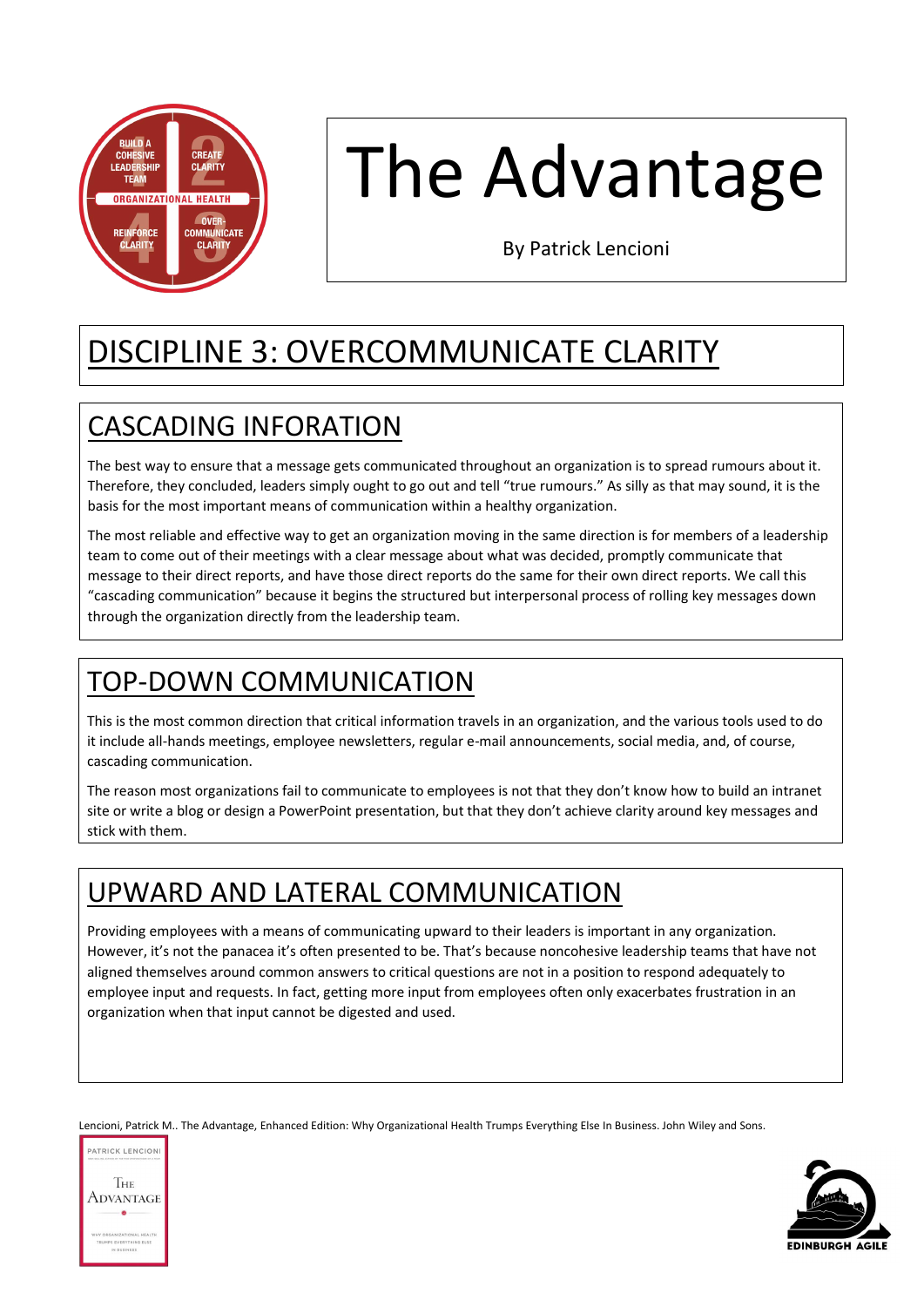# The Advantage

By Patrick Lencioni

## DISCIPLINE 3: OVERCOMMUNICATE CLARITY

## CASCADING INFORATION

The best way to ensure that a message gets communicated throughout an organization is to spread rumours about it. Therefore, they concluded, leaders simply ought to go out and tell "true rumours." As silly as that may sound, it is the basis for the most important means of communication within a healthy organization.

The most reliable and effective way to get an organization moving in the same direction is for members of a leadership team to come out of their meetings with a clear message about what was decided, promptly communicate that message to their direct reports, and have those direct reports do the same for their own direct reports. We call this "cascading communication" because it begins the structured but interpersonal process of rolling key messages down through the organization directly from the leadership team.

## TOP-DOWN COMMUNICATION

This is the most common direction that critical information travels in an organization, and the various tools used to do it include all-hands meetings, employee newsletters, regular e-mail announcements, social media, and, of course, cascading communication.

The reason most organizations fail to communicate to employees is not that they don't know how to build an intranet site or write a blog or design a PowerPoint presentation, but that they don't achieve clarity around key messages and stick with them.

## UPWARD AND LATERAL COMMUNICATION

Providing employees with a means of communicating upward to their leaders is important in any organization. However, it's not the panacea it's often presented to be. That's because noncohesive leadership teams that have not aligned themselves around common answers to critical questions are not in a position to respond adequately to employee input and requests. In fact, getting more input from employees often only exacerbates frustration in an organization when that input cannot be digested and used.

Lencioni, Patrick M.. The Advantage, Enhanced Edition: Why Organizational Health Trumps Everything Else In Business. John Wiley and Sons.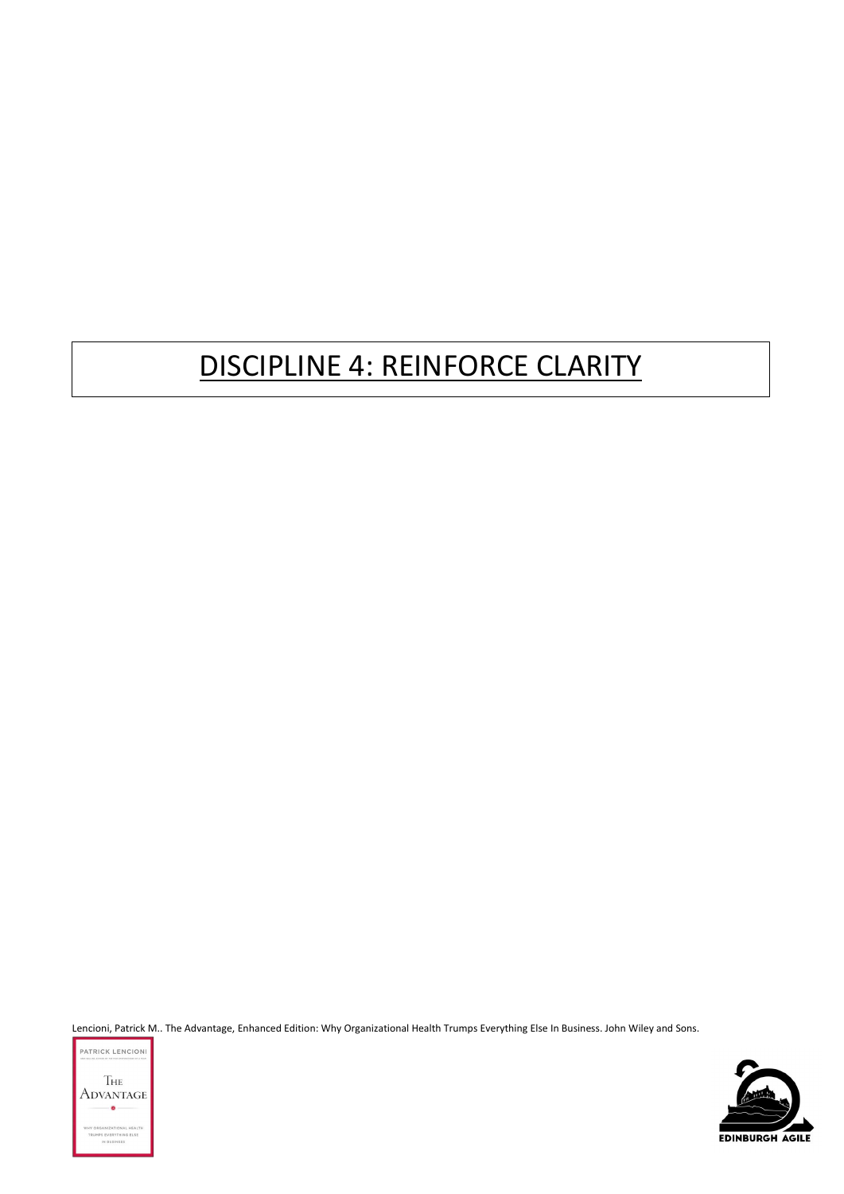# DISCIPLINE 4: REINFORCE CLARITY

Lencioni, Patrick M.. The Advantage, Enhanced Edition: Why Organizational Health Trumps Everything Else In Business. John Wiley and Sons.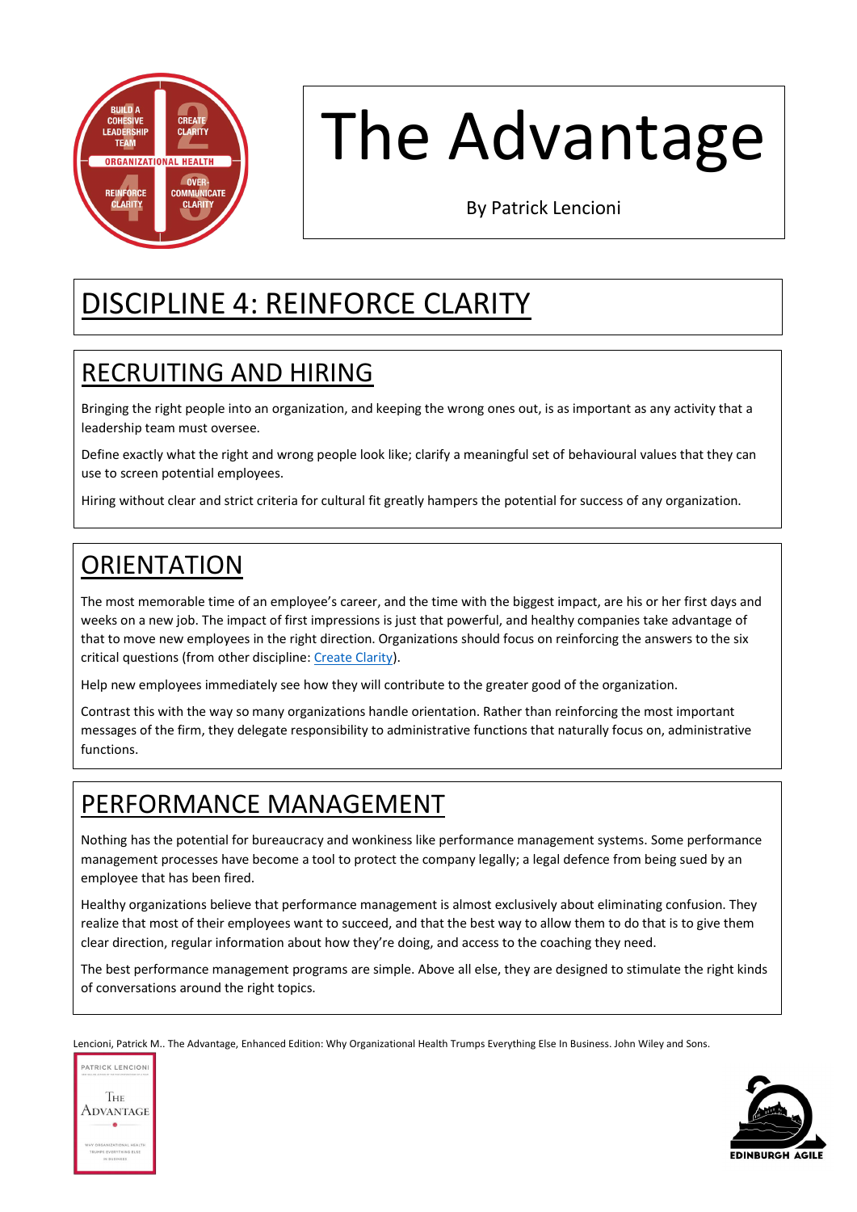# The Advantage

By Patrick Lencioni

## DISCIPLINE 4: REINFORCE CLARITY

### RECRUITING AND HIRING

Bringing the right people into an organization, and keeping the wrong ones out, is as important as any activity that a leadership team must oversee.

Define exactly what the right and wrong people look like; clarify a meaningful set of behavioural values that they can use to screen potential employees.

Hiring without clear and strict criteria for cultural fit greatly hampers the potential for success of any organization.

### ORIENTATION

The most memorable time of an employee's career, and the time with the biggest impact, are his or her first days and weeks on a new job. The impact of first impressions is just that powerful, and healthy companies take advantage of that to move new employees in the right direction. Organizations should focus on reinforcing the answers to the six critical questions (from other discipline: Create Clarity).

Help new employees immediately see how they will contribute to the greater good of the organization.

Contrast this with the way so many organizations handle orientation. Rather than reinforcing the most important messages of the firm, they delegate responsibility to administrative functions that naturally focus on, administrative functions.

### PERFORMANCE MANAGEMENT

Nothing has the potential for bureaucracy and wonkiness like performance management systems. Some performance management processes have become a tool to protect the company legally; a legal defence from being sued by an employee that has been fired.

Healthy organizations believe that performance management is almost exclusively about eliminating confusion. They realize that most of their employees want to succeed, and that the best way to allow them to do that is to give them clear direction, regular information about how they're doing, and access to the coaching they need.

The best performance management programs are simple. Above all else, they are designed to stimulate the right kinds of conversations around the right topics.

Lencioni, Patrick M.. The Advantage, Enhanced Edition: Why Organizational Health Trumps Everything Else In Business. John Wiley and Sons.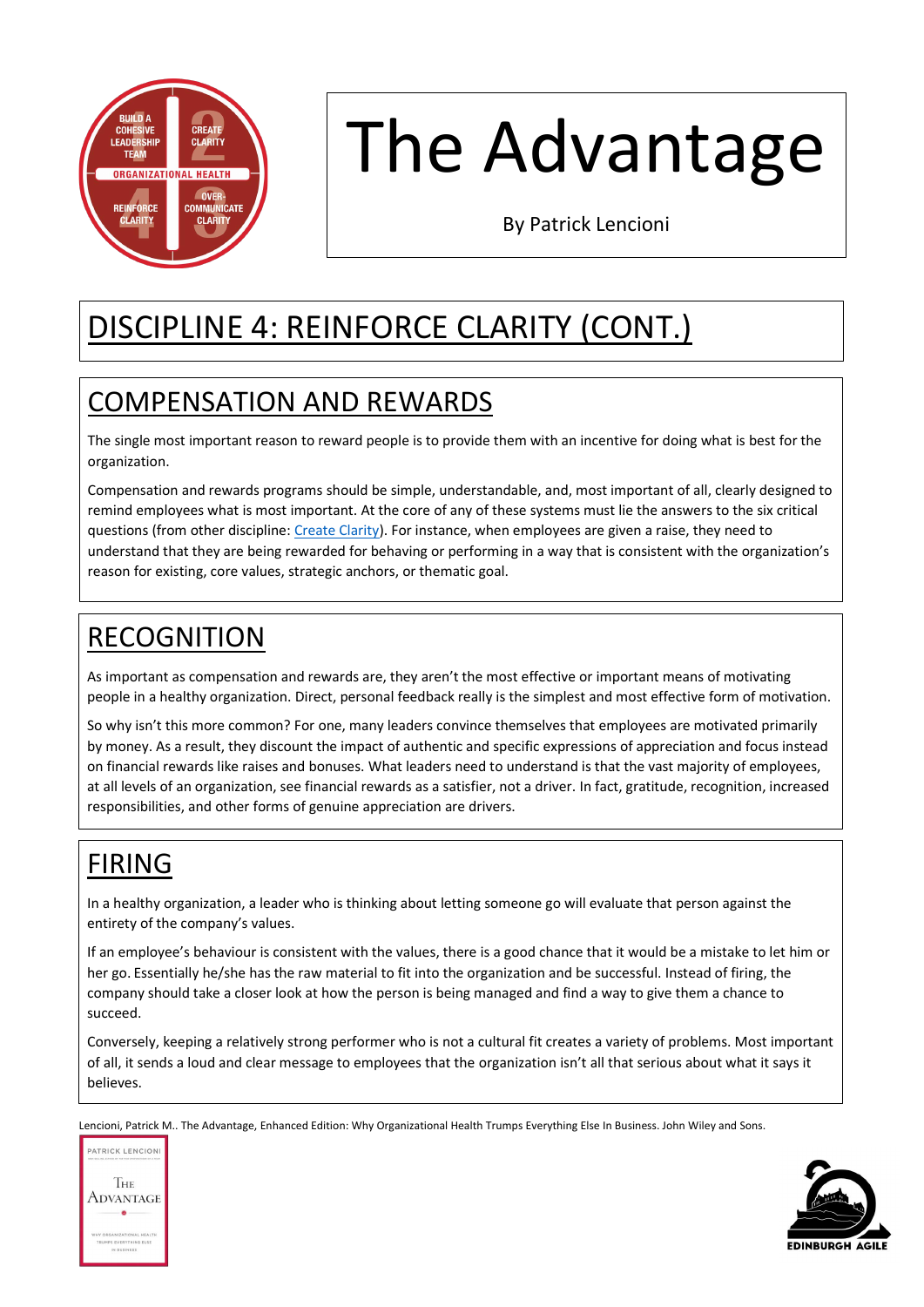# The Advantage

By Patrick Lencioni

## DISCIPLINE 4: REINFORCE CLARITY (CONT.)

### COMPENSATION AND REWARDS

The single most important reason to reward people is to provide them with an incentive for doing what is best for the organization.

Compensation and rewards programs should be simple, understandable, and, most important of all, clearly designed to remind employees what is most important. At the core of any of these systems must lie the answers to the six critical questions (from other discipline: Create Clarity). For instance, when employees are given a raise, they need to understand that they are being rewarded for behaving or performing in a way that is consistent with the organization's reason for existing, core values, strategic anchors, or thematic goal.

### RECOGNITION

As important as compensation and rewards are, they aren't the most effective or important means of motivating people in a healthy organization. Direct, personal feedback really is the simplest and most effective form of motivation.

So why isn't this more common? For one, many leaders convince themselves that employees are motivated primarily by money. As a result, they discount the impact of authentic and specific expressions of appreciation and focus instead on financial rewards like raises and bonuses. What leaders need to understand is that the vast majority of employees, at all levels of an organization, see financial rewards as a satisfier, not a driver. In fact, gratitude, recognition, increased responsibilities, and other forms of genuine appreciation are drivers.

### FIRING

In a healthy organization, a leader who is thinking about letting someone go will evaluate that person against the entirety of the company's values.

If an employee's behaviour is consistent with the values, there is a good chance that it would be a mistake to let him or her go. Essentially he/she has the raw material to fit into the organization and be successful. Instead of firing, the company should take a closer look at how the person is being managed and find a way to give them a chance to succeed.

Conversely, keeping a relatively strong performer who is not a cultural fit creates a variety of problems. Most important of all, it sends a loud and clear message to employees that the organization isn't all that serious about what it says it believes.

Lencioni, Patrick M.. The Advantage, Enhanced Edition: Why Organizational Health Trumps Everything Else In Business. John Wiley and Sons.